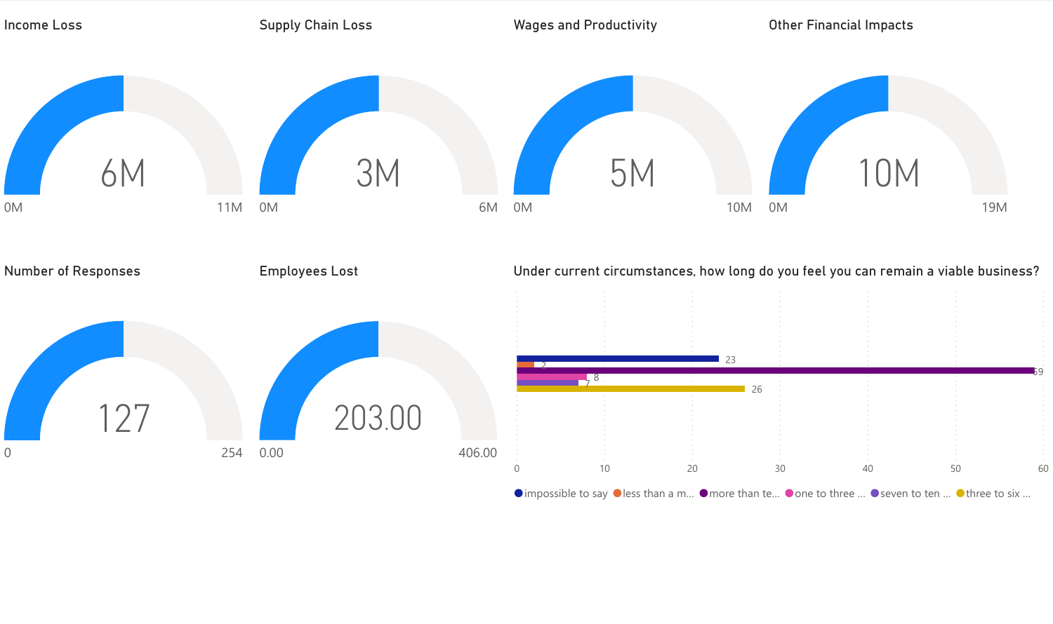## Income Loss

6M

0M – 11M

## Supply Chain Loss

3M

0M – 6M

## Wages and Productivity

5M

0M – 10M

## Other Financial Impacts

10M

0M – 19M

## Number of Responses

127

0 – 254

## Employees Lost

203.00

0.00 – 406.00

## Under current circumstances, how long do you feel you can remain a viable business?

| Response | Count |
|---|---|
| impossible to say | 23 |
| less than a m... | 2 |
| more than te... | 59 |
| one to three ... | 8 |
| seven to ten ... | 7 |
| three to six ... | 26 |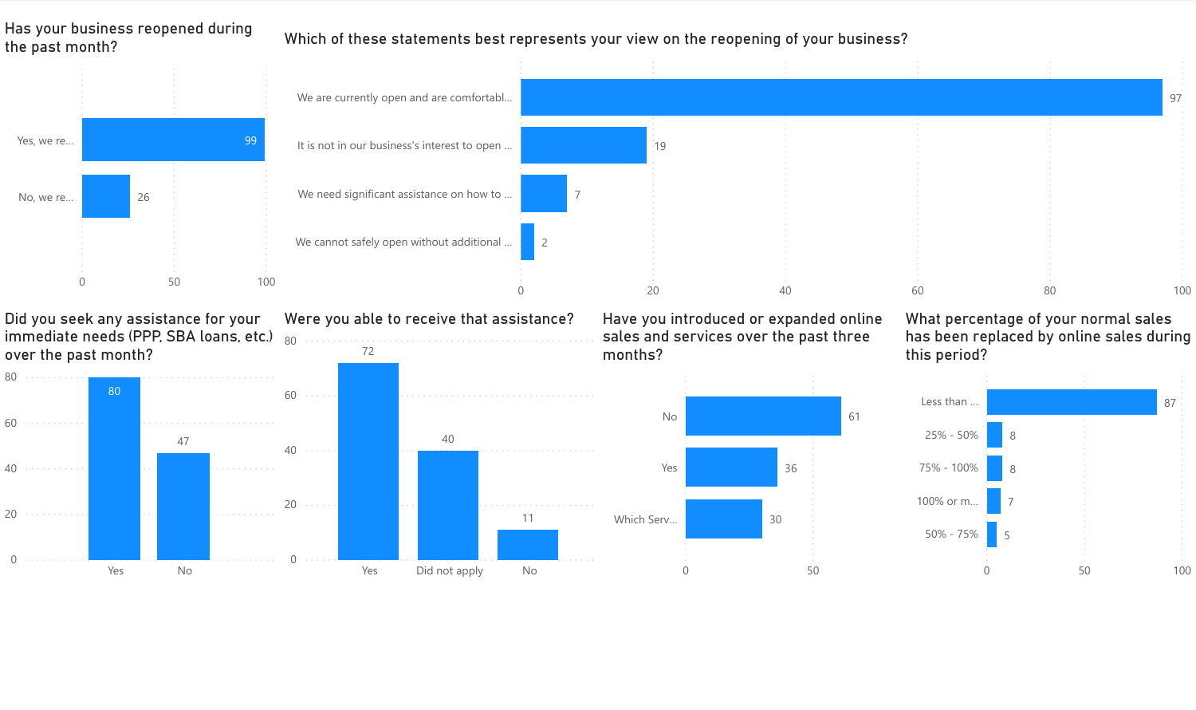Has your business reopened during the past month?

Yes, we re...
No, we re...

99
26

0
50
100

Which of these statements best represents your view on the reopening of your business?

We are currently open and are comfortabl...
It is not in our business's interest to open ...
We need significant assistance on how to ...
We cannot safely open without additional ...

97
19
7
2

0
20
40
60
80
100

Did you seek any assistance for your immediate needs (PPP, SBA loans, etc.) over the past month?

80
60
40
20
0

80
47

Yes
No

Were you able to receive that assistance?

80
60
40
20
0

72
40
11

Yes
Did not apply
No

Have you introduced or expanded online sales and services over the past three months?

No
Yes
Which Serv...

61
36
30

0
50

What percentage of your normal sales has been replaced by online sales during this period?

Less than ...
25% - 50%
75% - 100%
100% or m...
50% - 75%

87
8
8
7
5

0
50
100